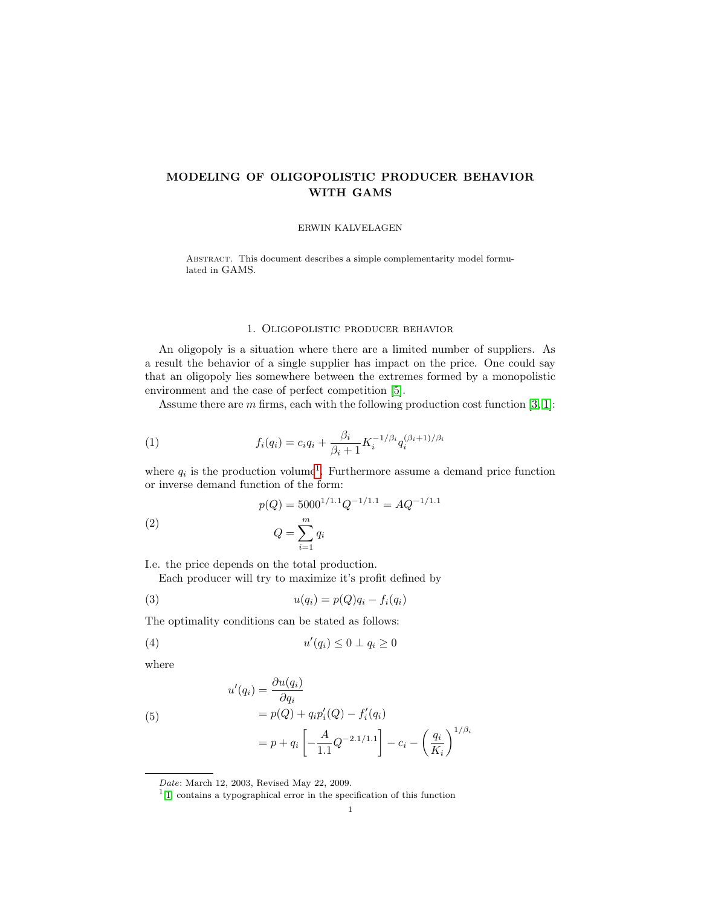# MODELING OF OLIGOPOLISTIC PRODUCER BEHAVIOR WITH GAMS

ERWIN KALVELAGEN

ABSTRACT. This document describes a simple complementarity model formulated in GAMS.

## 1. Oligopolistic producer behavior

An oligopoly is a situation where there are a limited number of suppliers. As a result the behavior of a single supplier has impact on the price. One could say that an oligopoly lies somewhere between the extremes formed by a monopolistic environment and the case of perfect competition [5].

Assume there are $m$ firms, each with the following production cost function [3, 1]:

$$f_i(q_i) = c_i q_i + \frac{\beta_i}{\beta_i + 1} K_i^{-1/\beta_i} q_i^{(\beta_i+1)/\beta_i} \tag{1}$$

where $q_i$ is the production volume[1]. Furthermore assume a demand price function or inverse demand function of the form:

$$\begin{aligned} p(Q) &= 5000^{1/1.1} Q^{-1/1.1} = A Q^{-1/1.1} \\ Q &= \sum_{i=1}^{m} q_i \end{aligned} \tag{2}$$

I.e. the price depends on the total production.

Each producer will try to maximize it's profit defined by

$$u(q_i) = p(Q) q_i - f_i(q_i) \tag{3}$$

The optimality conditions can be stated as follows:

$$u'(q_i) \le 0 \perp q_i \ge 0 \tag{4}$$

where

$$\begin{aligned} u'(q_i) &= \frac{\partial u(q_i)}{\partial q_i} \\ &= p(Q) + q_i p_i'(Q) - f_i'(q_i) \\ &= p + q_i \left[ -\frac{A}{1.1} Q^{-2.1/1.1} \right] - c_i - \left( \frac{q_i}{K_i} \right)^{1/\beta_i} \end{aligned} \tag{5}$$

*Date*: March 12, 2003, Revised May 22, 2009.

[1] [1] contains a typographical error in the specification of this function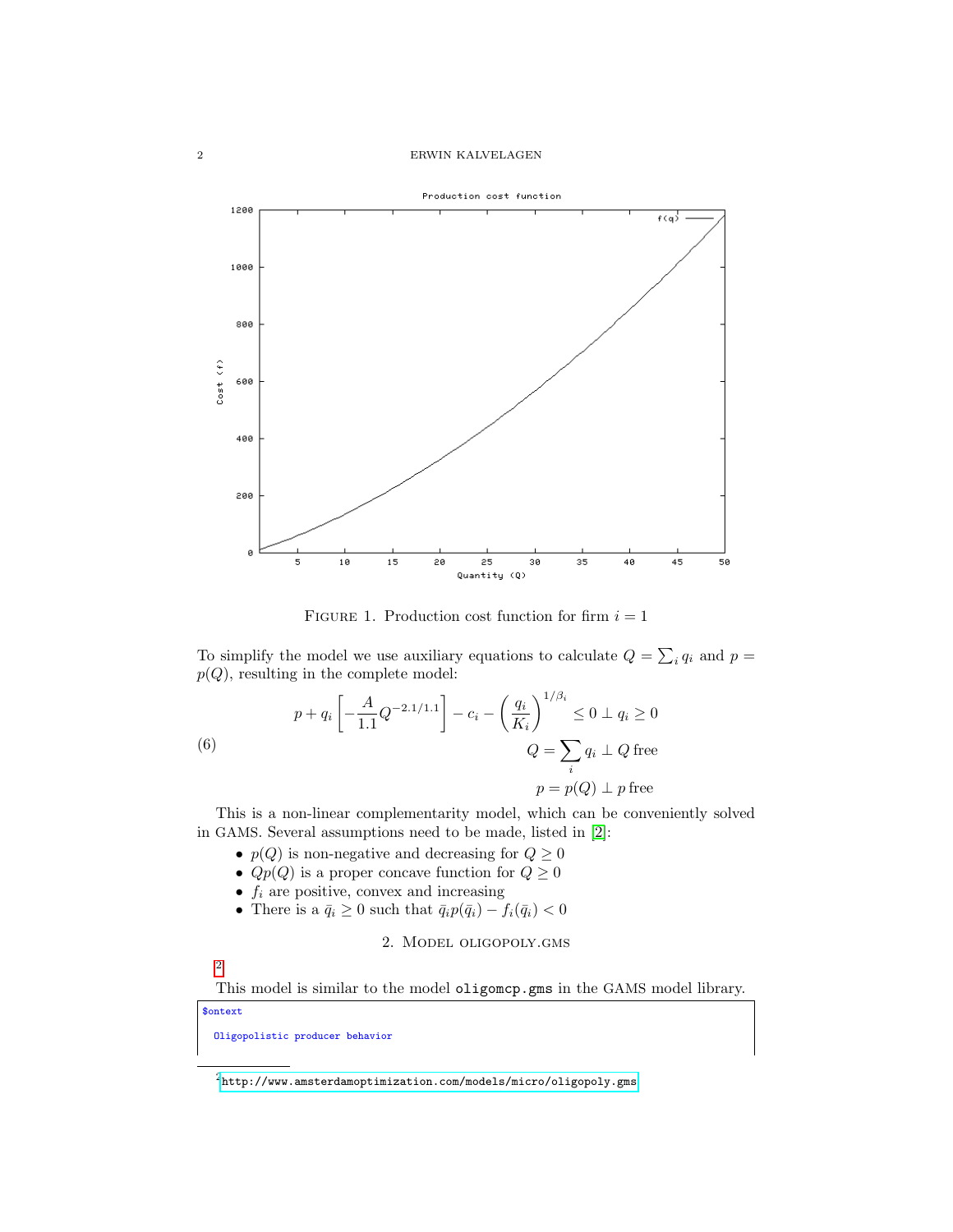Production cost function

f(q)

1200

1000

800

600

400

200

0

Cost (f)

5 10 15 20 25 30 35 40 45 50

Quantity (Q)

FIGURE 1. Production cost function for firm $i = 1$

To simplify the model we use auxiliary equations to calculate $Q = \sum_i q_i$ and $p = p(Q)$, resulting in the complete model:

$$
\begin{aligned}
p + q_i \left[ -\frac{A}{1.1} Q^{-2.1/1.1} \right] - c_i - \left( \frac{q_i}{K_i} \right)^{1/\beta_i} &\leq 0 \perp q_i \geq 0 \\
Q = \sum_i q_i &\perp Q \text{ free} \\
p = p(Q) &\perp p \text{ free}
\end{aligned}
\tag{6}
$$

This is a non-linear complementarity model, which can be conveniently solved in GAMS. Several assumptions need to be made, listed in [2]:

- $p(Q)$ is non-negative and decreasing for $Q \geq 0$
- $Qp(Q)$ is a proper concave function for $Q \geq 0$
- $f_i$ are positive, convex and increasing
- There is a $\bar{q}_i \geq 0$ such that $\bar{q}_i p(\bar{q}_i) - f_i(\bar{q}_i) < 0$

## 2. Model oligopoly.gms

[2]

This model is similar to the model `oligomcp.gms` in the GAMS model library.

```
$ontext

  Oligopolistic producer behavior
```

[2] http://www.amsterdamoptimization.com/models/micro/oligopoly.gms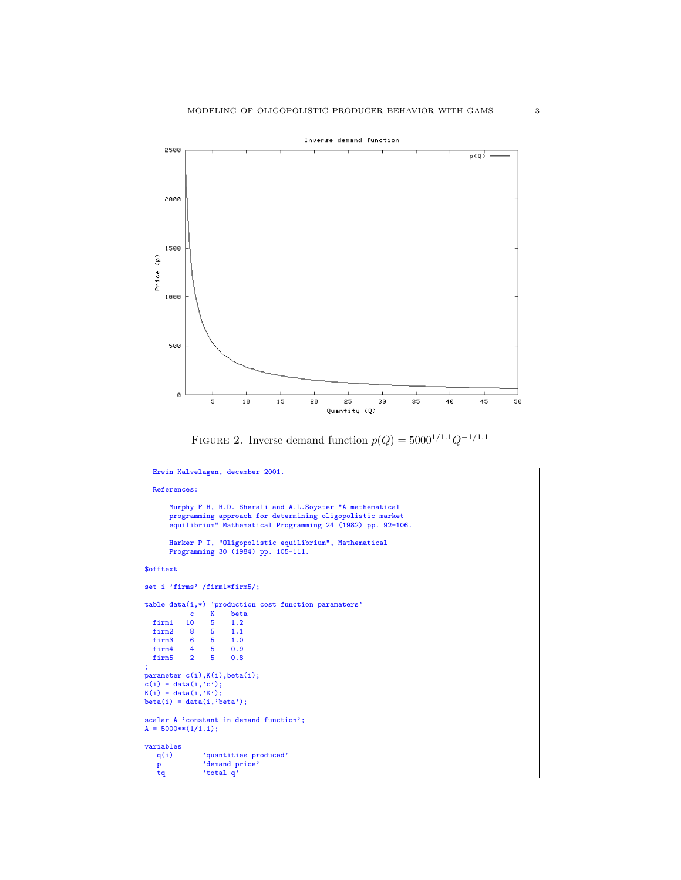FIGURE 2. Inverse demand function $p(Q) = 5000^{1/1.1} Q^{-1/1.1}$

```
  Erwin Kalvelagen, december 2001.

  References:

      Murphy F H, H.D. Sherali and A.L.Soyster "A mathematical
      programming approach for determining oligopolistic market
      equilibrium" Mathematical Programming 24 (1982) pp. 92-106.

      Harker P T, "Oligopolistic equilibrium", Mathematical
      Programming 30 (1984) pp. 105-111.

$offtext

set i 'firms' /firm1*firm5/;

table data(i,*) 'production cost function paramaters'
           c    K    beta
  firm1   10    5    1.2
  firm2    8    5    1.1
  firm3    6    5    1.0
  firm4    4    5    0.9
  firm5    2    5    0.8
;
parameter c(i),K(i),beta(i);
c(i) = data(i,'c');
K(i) = data(i,'K');
beta(i) = data(i,'beta');

scalar A 'constant in demand function';
A = 5000**(1/1.1);

variables
   q(i)       'quantities produced'
   p          'demand price'
   tq         'total q'
```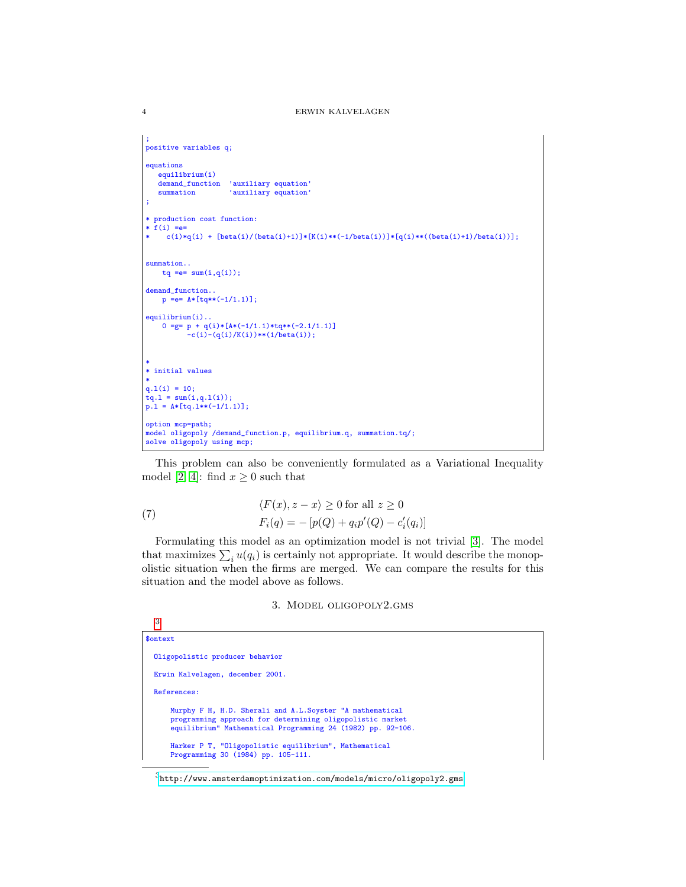```
;
positive variables q;

equations
   equilibrium(i)
   demand_function  'auxiliary equation'
   summation        'auxiliary equation'
;

* production cost function:
* f(i) =e=
*    c(i)*q(i) + [beta(i)/(beta(i)+1)]*[K(i)**(-1/beta(i))]*[q(i)**((beta(i)+1)/beta(i))];


summation..
    tq =e= sum(i,q(i));

demand_function..
    p =e= A*[tq**(-1/1.1)];

equilibrium(i)..
    0 =g= p + q(i)*[A*(-1/1.1)*tq**(-2.1/1.1)]
          -c(i)-(q(i)/K(i))**(1/beta(i));


*
* initial values
*
q.l(i) = 10;
tq.l = sum(i,q.l(i));
p.l = A*[tq.l**(-1/1.1)];

option mcp=path;
model oligopoly /demand_function.p, equilibrium.q, summation.tq/;
solve oligopoly using mcp;
```

This problem can also be conveniently formulated as a Variational Inequality model [2, 4]: find $x \geq 0$ such that

$$
\begin{aligned}
&\langle F(x), z - x\rangle \geq 0 \text{ for all } z \geq 0 \\
&F_i(q) = -\left[p(Q) + q_i p'(Q) - c_i'(q_i)\right]
\end{aligned}
\tag{7}
$$

Formulating this model as an optimization model is not trivial [3]. The model that maximizes $\sum_i u(q_i)$ is certainly not appropriate. It would describe the monopolistic situation when the firms are merged. We can compare the results for this situation and the model above as follows.

## 3. Model oligopoly2.gms

[3]

```
$ontext

  Oligopolistic producer behavior

  Erwin Kalvelagen, december 2001.

  References:

      Murphy F H, H.D. Sherali and A.L.Soyster "A mathematical
      programming approach for determining oligopolistic market
      equilibrium" Mathematical Programming 24 (1982) pp. 92-106.

      Harker P T, "Oligopolistic equilibrium", Mathematical
      Programming 30 (1984) pp. 105-111.
```

[3] http://www.amsterdamoptimization.com/models/micro/oligopoly2.gms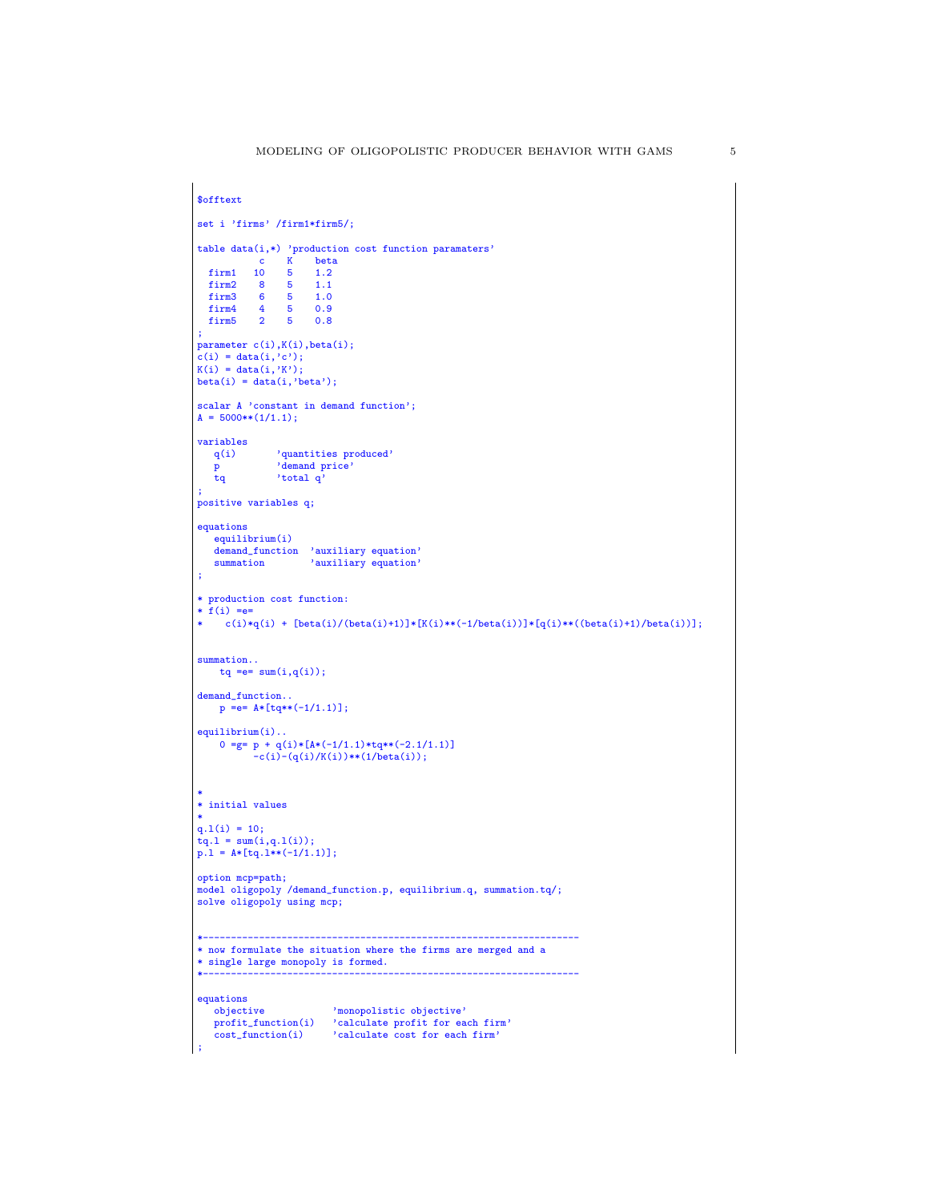```
$offtext

set i 'firms' /firm1*firm5/;

table data(i,*) 'production cost function paramaters'
          c    K    beta
  firm1   10    5    1.2
  firm2    8    5    1.1
  firm3    6    5    1.0
  firm4    4    5    0.9
  firm5    2    5    0.8
;
parameter c(i),K(i),beta(i);
c(i) = data(i,'c');
K(i) = data(i,'K');
beta(i) = data(i,'beta');

scalar A 'constant in demand function';
A = 5000**(1/1.1);

variables
   q(i)       'quantities produced'
   p          'demand price'
   tq         'total q'
;
positive variables q;

equations
   equilibrium(i)
   demand_function  'auxiliary equation'
   summation        'auxiliary equation'
;

* production cost function:
* f(i) =e=
*    c(i)*q(i) + [beta(i)/(beta(i)+1)]*[K(i)**(-1/beta(i))]*[q(i)**((beta(i)+1)/beta(i))];


summation..
    tq =e= sum(i,q(i));

demand_function..
    p =e= A*[tq**(-1/1.1)];

equilibrium(i)..
    0 =g= p + q(i)*[A*(-1/1.1)*tq**(-2.1/1.1)]
          -c(i)-(q(i)/K(i))**(1/beta(i));



*
* initial values
*
q.l(i) = 10;
tq.l = sum(i,q.l(i));
p.l = A*[tq.l**(-1/1.1)];

option mcp=path;
model oligopoly /demand_function.p, equilibrium.q, summation.tq/;
solve oligopoly using mcp;


*-------------------------------------------------------------------
* now formulate the situation where the firms are merged and a
* single large monopoly is formed.
*-------------------------------------------------------------------

equations
   objective            'monopolistic objective'
   profit_function(i)   'calculate profit for each firm'
   cost_function(i)     'calculate cost for each firm'
;
```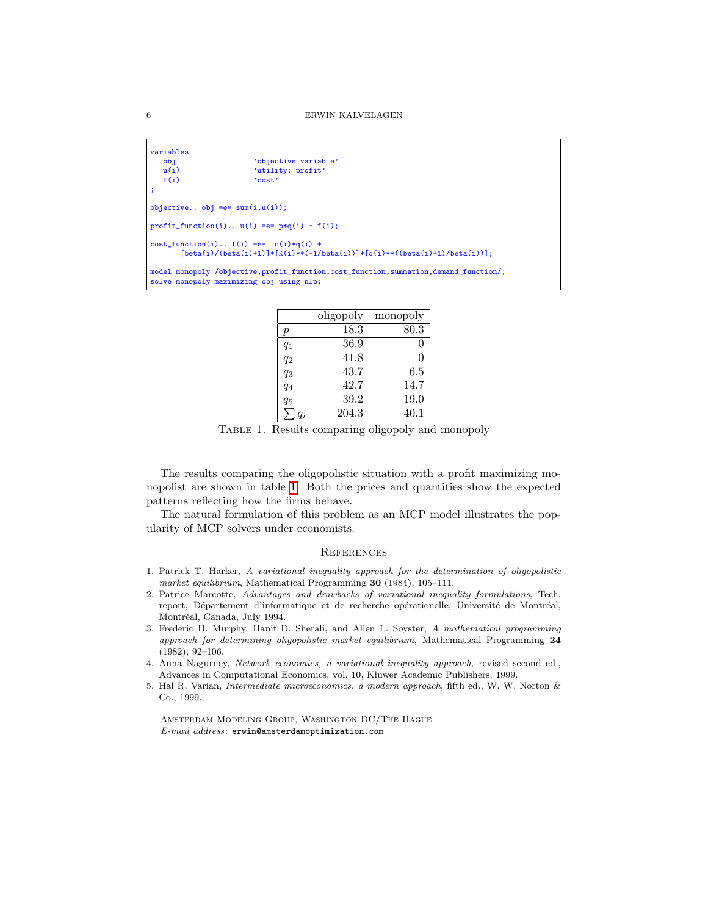```
variables
   obj                  'objective variable'
   u(i)                 'utility: profit'
   f(i)                 'cost'
;

objective.. obj =e= sum(i,u(i));

profit_function(i).. u(i) =e= p*q(i) - f(i);

cost_function(i).. f(i) =e=  c(i)*q(i) +
       [beta(i)/(beta(i)+1)]*[K(i)**(-1/beta(i))]*[q(i)**((beta(i)+1)/beta(i))];

model monopoly /objective,profit_function,cost_function,summation,demand_function/;
solve monopoly maximizing obj using nlp;
```

| | oligopoly | monopoly |
|---|---|---|
| $p$ | 18.3 | 80.3 |
| $q_1$ | 36.9 | 0 |
| $q_2$ | 41.8 | 0 |
| $q_3$ | 43.7 | 6.5 |
| $q_4$ | 42.7 | 14.7 |
| $q_5$ | 39.2 | 19.0 |
| $\sum q_i$ | 204.3 | 40.1 |

Table 1. Results comparing oligopoly and monopoly

The results comparing the oligopolistic situation with a profit maximizing monopolist are shown in table 1. Both the prices and quantities show the expected patterns reflecting how the firms behave.

The natural formulation of this problem as an MCP model illustrates the popularity of MCP solvers under economists.

## References

1. Patrick T. Harker, *A variational inequality approach for the determination of oligopolistic market equilibrium*, Mathematical Programming **30** (1984), 105–111.
2. Patrice Marcotte, *Advantages and drawbacks of variational inequality formulations*, Tech. report, Département d'informatique et de recherche opérationelle, Université de Montréal, Montréal, Canada, July 1994.
3. Frederic H. Murphy, Hanif D. Sherali, and Allen L. Soyster, *A mathematical programming approach for determining oligopolistic market equilibrium*, Mathematical Programming **24** (1982), 92–106.
4. Anna Nagurney, *Network economics, a variational inequality approach*, revised second ed., Advances in Computational Economics, vol. 10, Kluwer Academic Publishers, 1999.
5. Hal R. Varian, *Intermediate microeconomics. a modern approach*, fifth ed., W. W. Norton & Co., 1999.

Amsterdam Modeling Group, Washington DC/The Hague
*E-mail address*: erwin@amsterdamoptimization.com